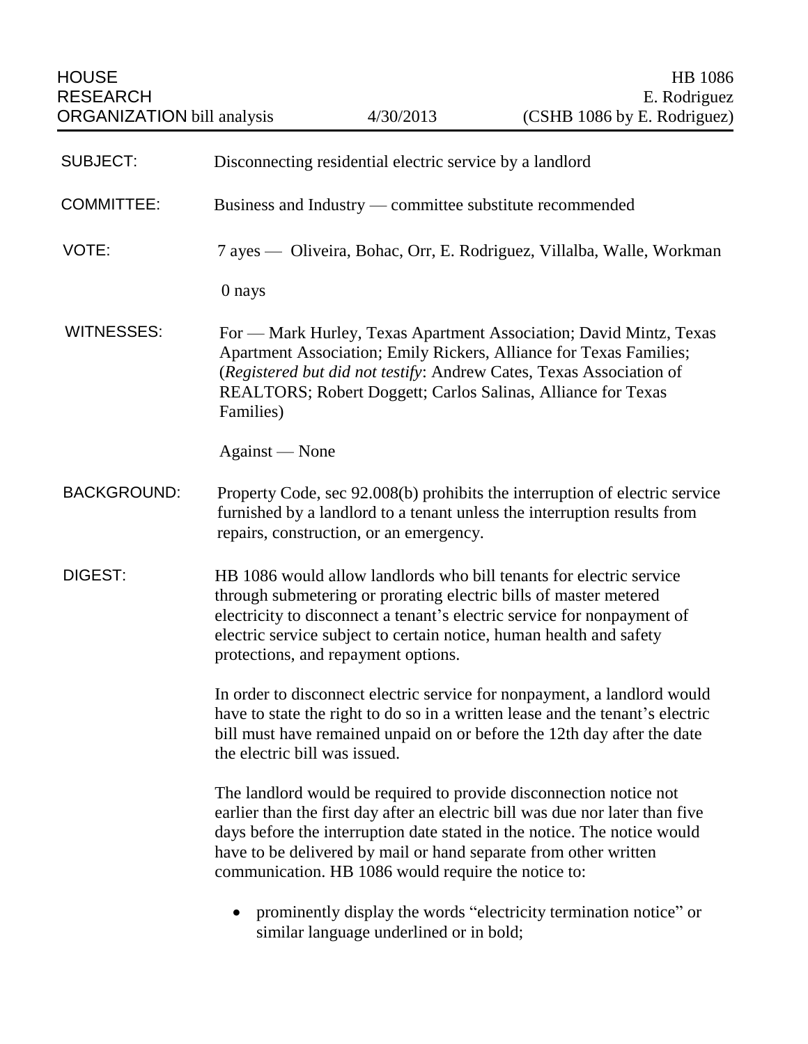HOUSE RESEARCH ORGANIZATION bill analysis — 4/30/2013

HB 1086
E. Rodriguez
(CSHB 1086 by E. Rodriguez)

| | |
|---|---|
| SUBJECT: | Disconnecting residential electric service by a landlord |
| COMMITTEE: | Business and Industry — committee substitute recommended |
| VOTE: | 7 ayes — Oliveira, Bohac, Orr, E. Rodriguez, Villalba, Walle, Workman<br><br>0 nays |
| WITNESSES: | For — Mark Hurley, Texas Apartment Association; David Mintz, Texas Apartment Association; Emily Rickers, Alliance for Texas Families; (*Registered but did not testify*: Andrew Cates, Texas Association of REALTORS; Robert Doggett; Carlos Salinas, Alliance for Texas Families)<br><br>Against — None |

**BACKGROUND:** Property Code, sec 92.008(b) prohibits the interruption of electric service furnished by a landlord to a tenant unless the interruption results from repairs, construction, or an emergency.

**DIGEST:** HB 1086 would allow landlords who bill tenants for electric service through submetering or prorating electric bills of master metered electricity to disconnect a tenant's electric service for nonpayment of electric service subject to certain notice, human health and safety protections, and repayment options.

In order to disconnect electric service for nonpayment, a landlord would have to state the right to do so in a written lease and the tenant's electric bill must have remained unpaid on or before the 12th day after the date the electric bill was issued.

The landlord would be required to provide disconnection notice not earlier than the first day after an electric bill was due nor later than five days before the interruption date stated in the notice. The notice would have to be delivered by mail or hand separate from other written communication. HB 1086 would require the notice to:

- prominently display the words "electricity termination notice" or similar language underlined or in bold;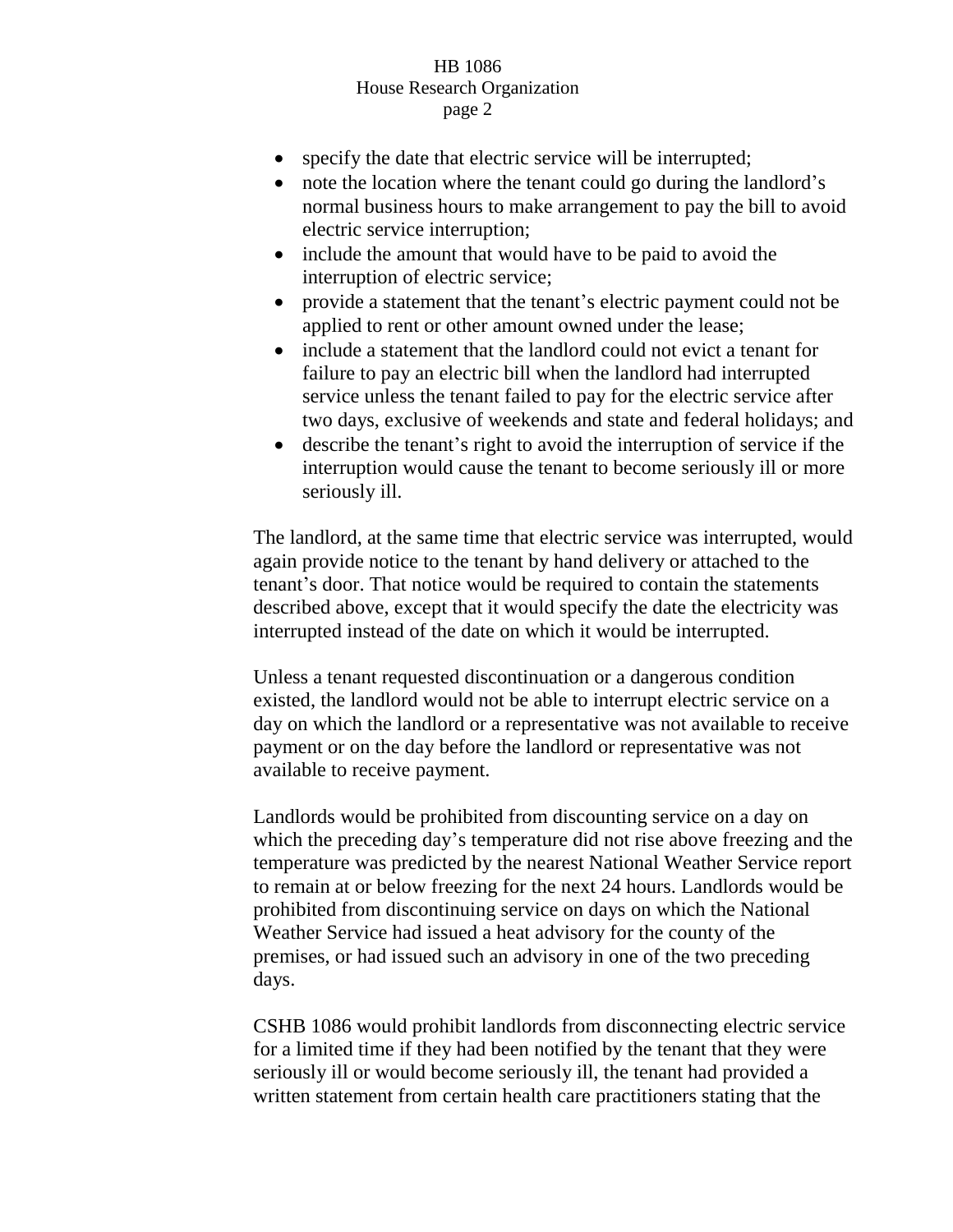- specify the date that electric service will be interrupted;
- note the location where the tenant could go during the landlord's normal business hours to make arrangement to pay the bill to avoid electric service interruption;
- include the amount that would have to be paid to avoid the interruption of electric service;
- provide a statement that the tenant's electric payment could not be applied to rent or other amount owned under the lease;
- include a statement that the landlord could not evict a tenant for failure to pay an electric bill when the landlord had interrupted service unless the tenant failed to pay for the electric service after two days, exclusive of weekends and state and federal holidays; and
- describe the tenant's right to avoid the interruption of service if the interruption would cause the tenant to become seriously ill or more seriously ill.

The landlord, at the same time that electric service was interrupted, would again provide notice to the tenant by hand delivery or attached to the tenant's door. That notice would be required to contain the statements described above, except that it would specify the date the electricity was interrupted instead of the date on which it would be interrupted.

Unless a tenant requested discontinuation or a dangerous condition existed, the landlord would not be able to interrupt electric service on a day on which the landlord or a representative was not available to receive payment or on the day before the landlord or representative was not available to receive payment.

Landlords would be prohibited from discounting service on a day on which the preceding day's temperature did not rise above freezing and the temperature was predicted by the nearest National Weather Service report to remain at or below freezing for the next 24 hours. Landlords would be prohibited from discontinuing service on days on which the National Weather Service had issued a heat advisory for the county of the premises, or had issued such an advisory in one of the two preceding days.

CSHB 1086 would prohibit landlords from disconnecting electric service for a limited time if they had been notified by the tenant that they were seriously ill or would become seriously ill, the tenant had provided a written statement from certain health care practitioners stating that the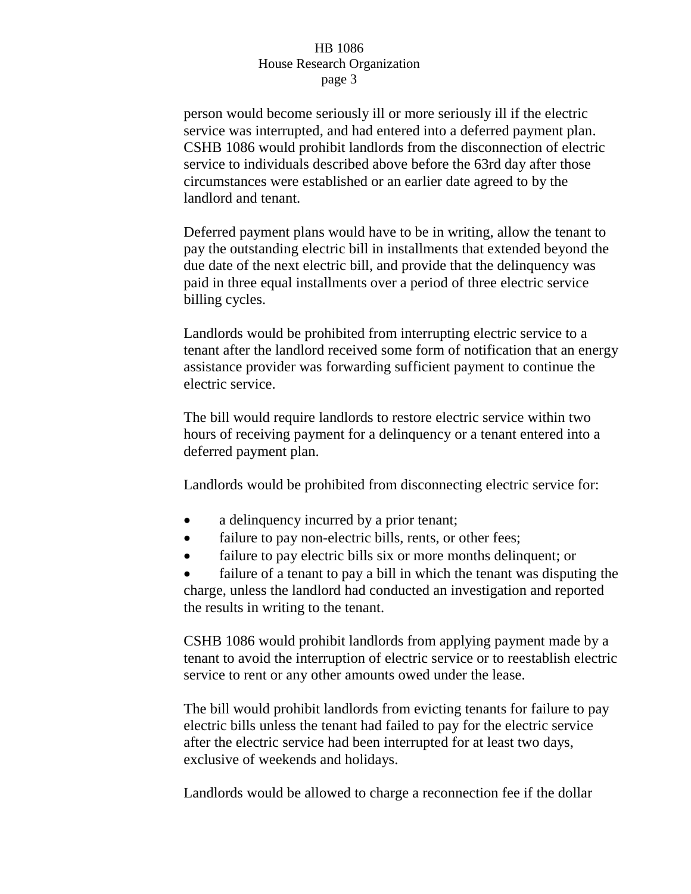person would become seriously ill or more seriously ill if the electric service was interrupted, and had entered into a deferred payment plan. CSHB 1086 would prohibit landlords from the disconnection of electric service to individuals described above before the 63rd day after those circumstances were established or an earlier date agreed to by the landlord and tenant.

Deferred payment plans would have to be in writing, allow the tenant to pay the outstanding electric bill in installments that extended beyond the due date of the next electric bill, and provide that the delinquency was paid in three equal installments over a period of three electric service billing cycles.

Landlords would be prohibited from interrupting electric service to a tenant after the landlord received some form of notification that an energy assistance provider was forwarding sufficient payment to continue the electric service.

The bill would require landlords to restore electric service within two hours of receiving payment for a delinquency or a tenant entered into a deferred payment plan.

Landlords would be prohibited from disconnecting electric service for:

- a delinquency incurred by a prior tenant;
- failure to pay non-electric bills, rents, or other fees;
- failure to pay electric bills six or more months delinquent; or
- failure of a tenant to pay a bill in which the tenant was disputing the charge, unless the landlord had conducted an investigation and reported the results in writing to the tenant.

CSHB 1086 would prohibit landlords from applying payment made by a tenant to avoid the interruption of electric service or to reestablish electric service to rent or any other amounts owed under the lease.

The bill would prohibit landlords from evicting tenants for failure to pay electric bills unless the tenant had failed to pay for the electric service after the electric service had been interrupted for at least two days, exclusive of weekends and holidays.

Landlords would be allowed to charge a reconnection fee if the dollar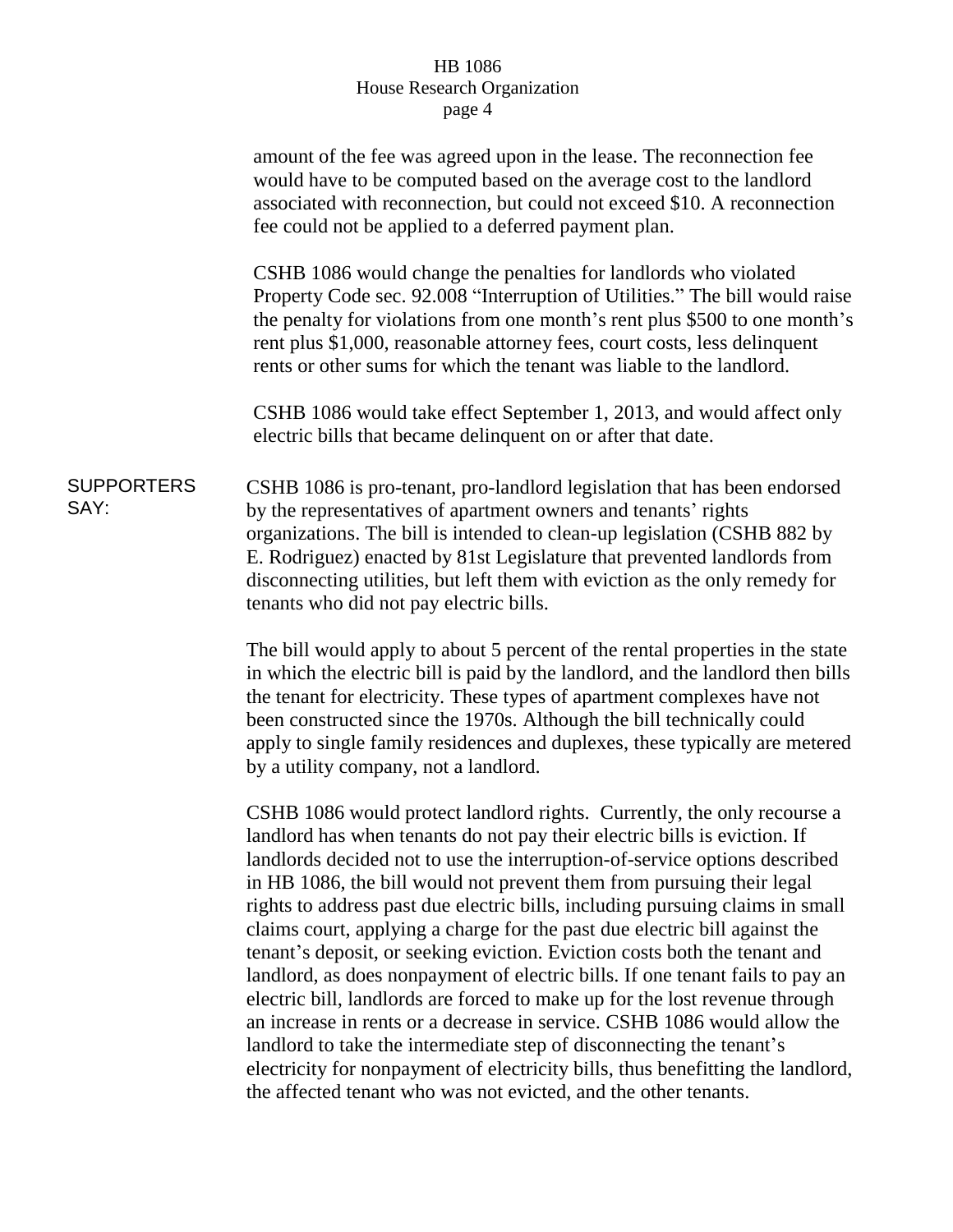amount of the fee was agreed upon in the lease. The reconnection fee would have to be computed based on the average cost to the landlord associated with reconnection, but could not exceed $10. A reconnection fee could not be applied to a deferred payment plan.

CSHB 1086 would change the penalties for landlords who violated Property Code sec. 92.008 "Interruption of Utilities." The bill would raise the penalty for violations from one month's rent plus $500 to one month's rent plus $1,000, reasonable attorney fees, court costs, less delinquent rents or other sums for which the tenant was liable to the landlord.

CSHB 1086 would take effect September 1, 2013, and would affect only electric bills that became delinquent on or after that date.

**SUPPORTERS SAY:**

CSHB 1086 is pro-tenant, pro-landlord legislation that has been endorsed by the representatives of apartment owners and tenants' rights organizations. The bill is intended to clean-up legislation (CSHB 882 by E. Rodriguez) enacted by 81st Legislature that prevented landlords from disconnecting utilities, but left them with eviction as the only remedy for tenants who did not pay electric bills.

The bill would apply to about 5 percent of the rental properties in the state in which the electric bill is paid by the landlord, and the landlord then bills the tenant for electricity. These types of apartment complexes have not been constructed since the 1970s. Although the bill technically could apply to single family residences and duplexes, these typically are metered by a utility company, not a landlord.

CSHB 1086 would protect landlord rights. Currently, the only recourse a landlord has when tenants do not pay their electric bills is eviction. If landlords decided not to use the interruption-of-service options described in HB 1086, the bill would not prevent them from pursuing their legal rights to address past due electric bills, including pursuing claims in small claims court, applying a charge for the past due electric bill against the tenant's deposit, or seeking eviction. Eviction costs both the tenant and landlord, as does nonpayment of electric bills. If one tenant fails to pay an electric bill, landlords are forced to make up for the lost revenue through an increase in rents or a decrease in service. CSHB 1086 would allow the landlord to take the intermediate step of disconnecting the tenant's electricity for nonpayment of electricity bills, thus benefitting the landlord, the affected tenant who was not evicted, and the other tenants.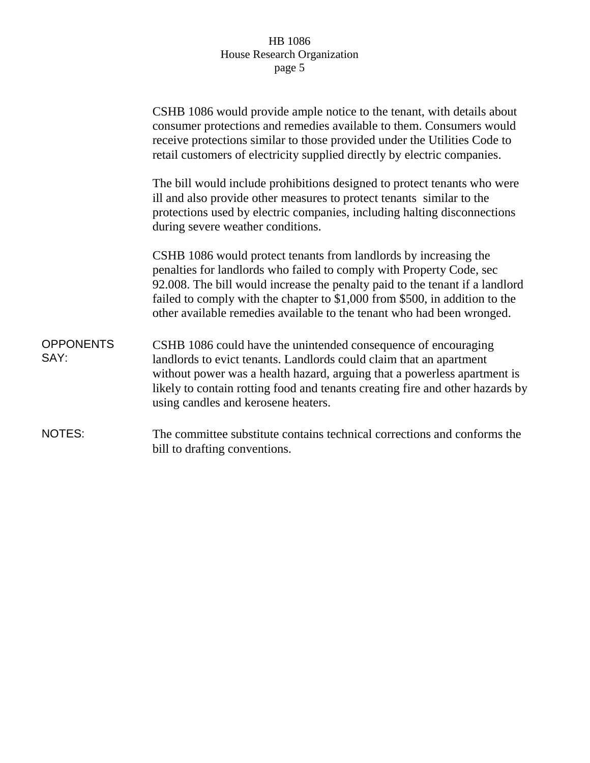CSHB 1086 would provide ample notice to the tenant, with details about consumer protections and remedies available to them. Consumers would receive protections similar to those provided under the Utilities Code to retail customers of electricity supplied directly by electric companies.

The bill would include prohibitions designed to protect tenants who were ill and also provide other measures to protect tenants similar to the protections used by electric companies, including halting disconnections during severe weather conditions.

CSHB 1086 would protect tenants from landlords by increasing the penalties for landlords who failed to comply with Property Code, sec 92.008. The bill would increase the penalty paid to the tenant if a landlord failed to comply with the chapter to $1,000 from $500, in addition to the other available remedies available to the tenant who had been wronged.

**OPPONENTS SAY:**

CSHB 1086 could have the unintended consequence of encouraging landlords to evict tenants. Landlords could claim that an apartment without power was a health hazard, arguing that a powerless apartment is likely to contain rotting food and tenants creating fire and other hazards by using candles and kerosene heaters.

**NOTES:**

The committee substitute contains technical corrections and conforms the bill to drafting conventions.